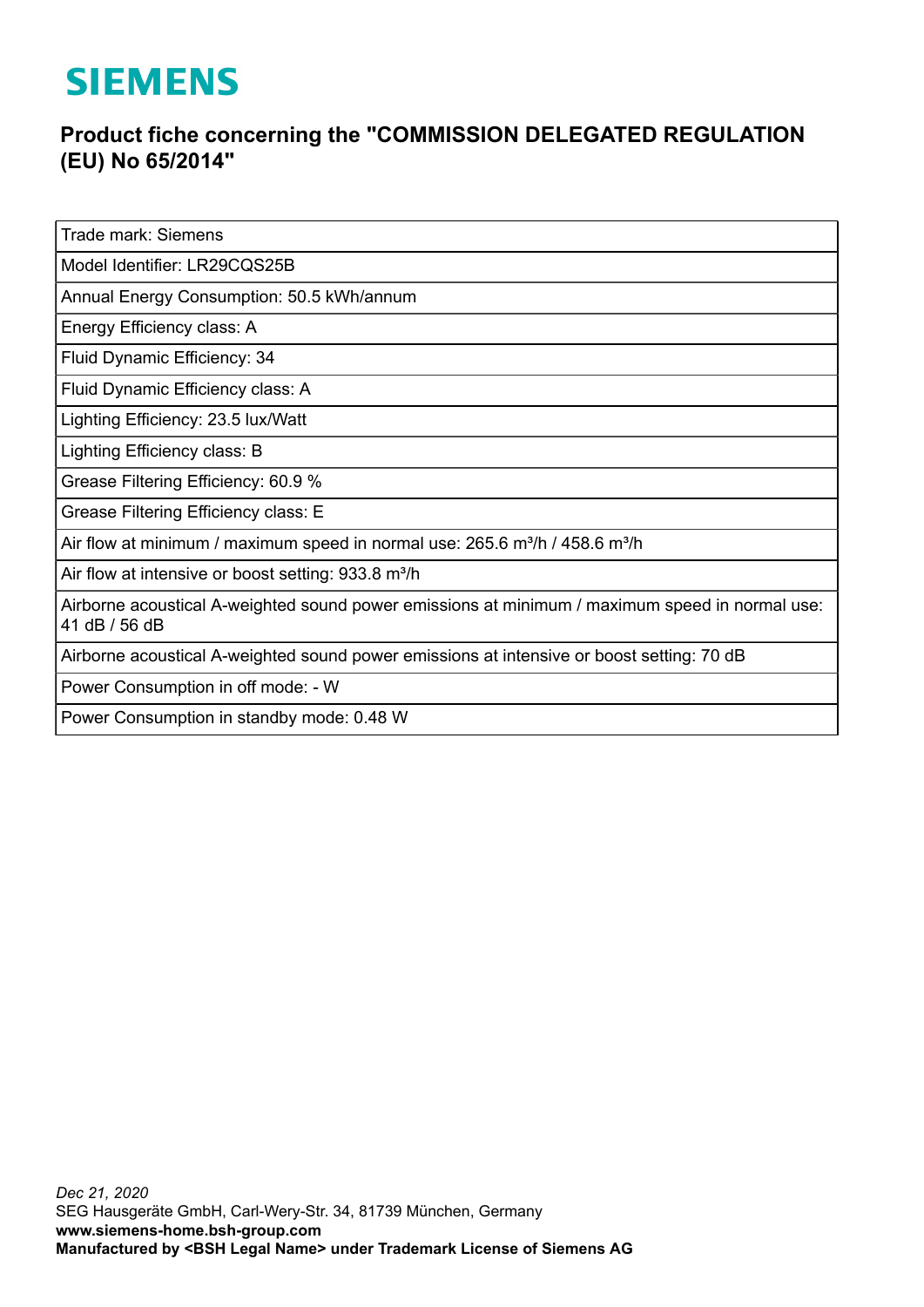# SIEMENS

## Product fiche concerning the "COMMISSION DELEGATED REGULATION (EU) No 65/2014"

| Trade mark: Siemens |
|---|
| Model Identifier: LR29CQS25B |
| Annual Energy Consumption: 50.5 kWh/annum |
| Energy Efficiency class: A |
| Fluid Dynamic Efficiency: 34 |
| Fluid Dynamic Efficiency class: A |
| Lighting Efficiency: 23.5 lux/Watt |
| Lighting Efficiency class: B |
| Grease Filtering Efficiency: 60.9 % |
| Grease Filtering Efficiency class: E |
| Air flow at minimum / maximum speed in normal use: 265.6 m³/h / 458.6 m³/h |
| Air flow at intensive or boost setting: 933.8 m³/h |
| Airborne acoustical A-weighted sound power emissions at minimum / maximum speed in normal use: 41 dB / 56 dB |
| Airborne acoustical A-weighted sound power emissions at intensive or boost setting: 70 dB |
| Power Consumption in off mode: - W |
| Power Consumption in standby mode: 0.48 W |

*Dec 21, 2020*
SEG Hausgeräte GmbH, Carl-Wery-Str. 34, 81739 München, Germany
**www.siemens-home.bsh-group.com**
**Manufactured by <BSH Legal Name> under Trademark License of Siemens AG**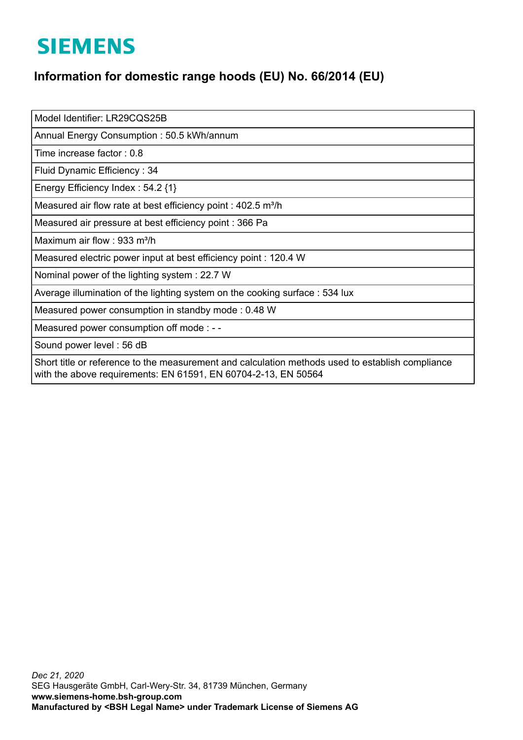# SIEMENS

## Information for domestic range hoods (EU) No. 66/2014 (EU)

| |
|---|
| Model Identifier: LR29CQS25B |
| Annual Energy Consumption : 50.5 kWh/annum |
| Time increase factor : 0.8 |
| Fluid Dynamic Efficiency : 34 |
| Energy Efficiency Index : 54.2 {1} |
| Measured air flow rate at best efficiency point : 402.5 m³/h |
| Measured air pressure at best efficiency point : 366 Pa |
| Maximum air flow : 933 m³/h |
| Measured electric power input at best efficiency point : 120.4 W |
| Nominal power of the lighting system : 22.7 W |
| Average illumination of the lighting system on the cooking surface : 534 lux |
| Measured power consumption in standby mode : 0.48 W |
| Measured power consumption off mode : - - |
| Sound power level : 56 dB |
| Short title or reference to the measurement and calculation methods used to establish compliance with the above requirements: EN 61591, EN 60704-2-13, EN 50564 |

*Dec 21, 2020*
SEG Hausgeräte GmbH, Carl-Wery-Str. 34, 81739 München, Germany
**www.siemens-home.bsh-group.com**
**Manufactured by <BSH Legal Name> under Trademark License of Siemens AG**